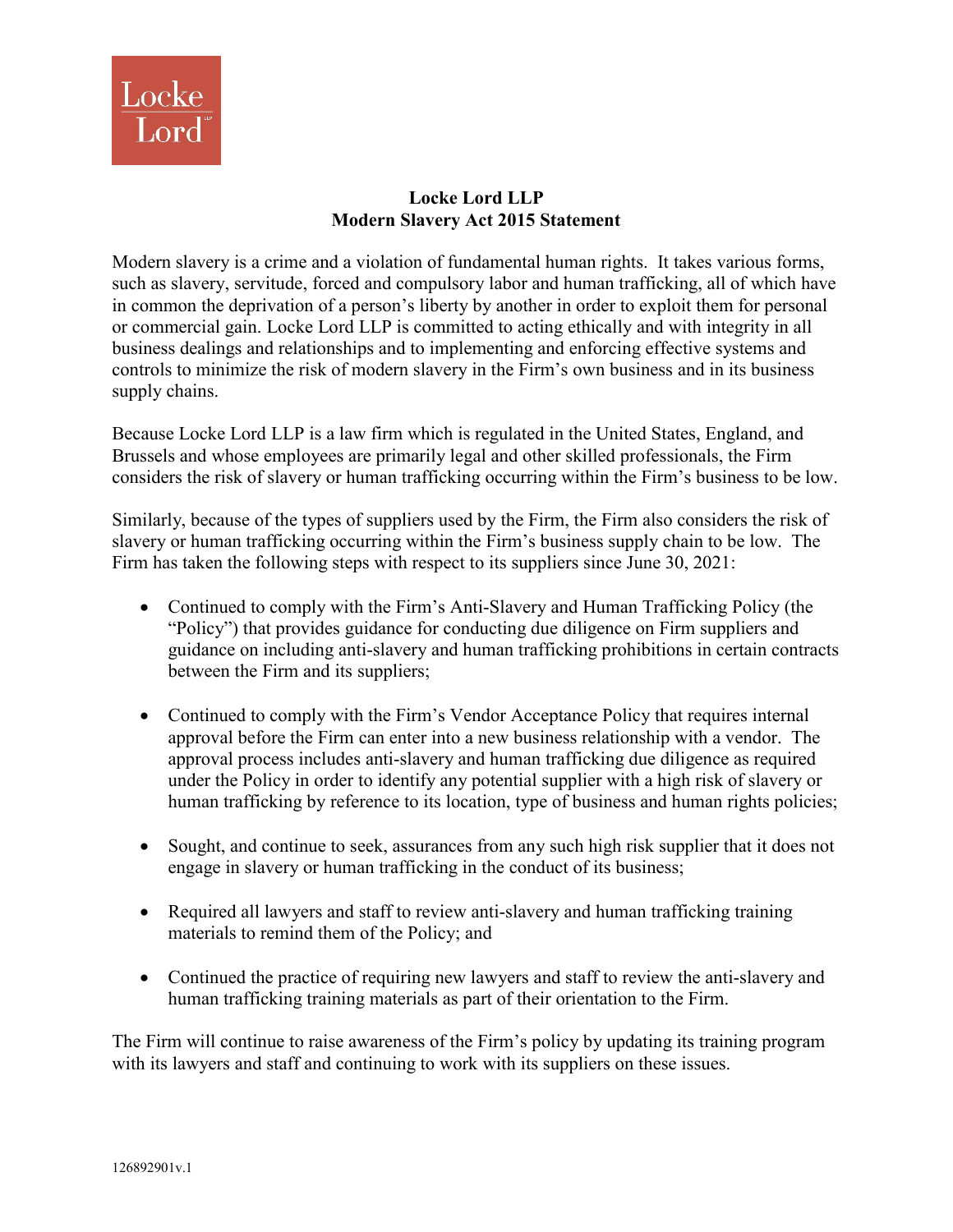# Locke Lord LLP
## Modern Slavery Act 2015 Statement

Modern slavery is a crime and a violation of fundamental human rights. It takes various forms, such as slavery, servitude, forced and compulsory labor and human trafficking, all of which have in common the deprivation of a person's liberty by another in order to exploit them for personal or commercial gain. Locke Lord LLP is committed to acting ethically and with integrity in all business dealings and relationships and to implementing and enforcing effective systems and controls to minimize the risk of modern slavery in the Firm's own business and in its business supply chains.

Because Locke Lord LLP is a law firm which is regulated in the United States, England, and Brussels and whose employees are primarily legal and other skilled professionals, the Firm considers the risk of slavery or human trafficking occurring within the Firm's business to be low.

Similarly, because of the types of suppliers used by the Firm, the Firm also considers the risk of slavery or human trafficking occurring within the Firm's business supply chain to be low. The Firm has taken the following steps with respect to its suppliers since June 30, 2021:

- Continued to comply with the Firm's Anti-Slavery and Human Trafficking Policy (the "Policy") that provides guidance for conducting due diligence on Firm suppliers and guidance on including anti-slavery and human trafficking prohibitions in certain contracts between the Firm and its suppliers;

- Continued to comply with the Firm's Vendor Acceptance Policy that requires internal approval before the Firm can enter into a new business relationship with a vendor. The approval process includes anti-slavery and human trafficking due diligence as required under the Policy in order to identify any potential supplier with a high risk of slavery or human trafficking by reference to its location, type of business and human rights policies;

- Sought, and continue to seek, assurances from any such high risk supplier that it does not engage in slavery or human trafficking in the conduct of its business;

- Required all lawyers and staff to review anti-slavery and human trafficking training materials to remind them of the Policy; and

- Continued the practice of requiring new lawyers and staff to review the anti-slavery and human trafficking training materials as part of their orientation to the Firm.

The Firm will continue to raise awareness of the Firm's policy by updating its training program with its lawyers and staff and continuing to work with its suppliers on these issues.

126892901v.1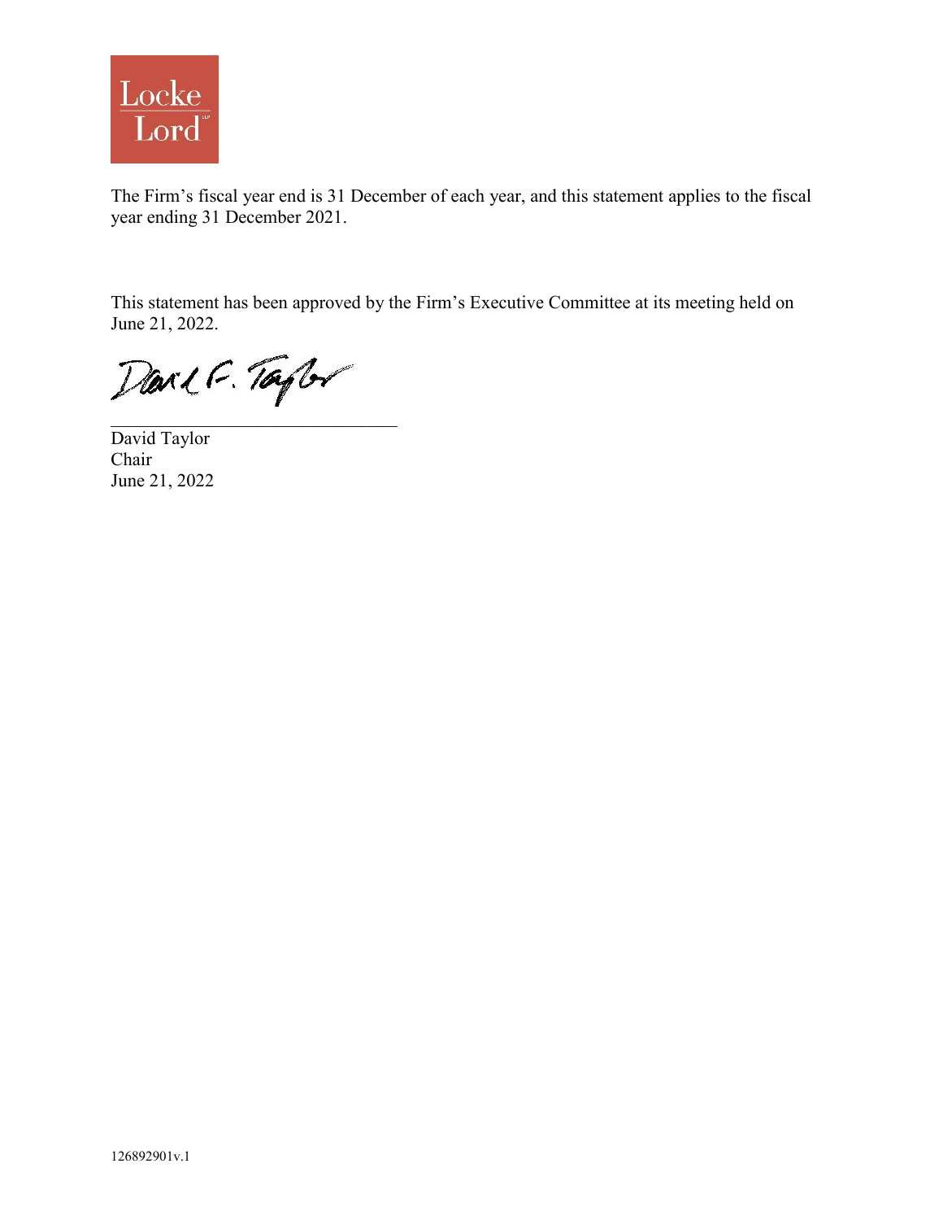Locke Lord

The Firm's fiscal year end is 31 December of each year, and this statement applies to the fiscal year ending 31 December 2021.

This statement has been approved by the Firm's Executive Committee at its meeting held on June 21, 2022.

David F. Taylor

\_\_\_\_\_\_\_\_\_\_\_\_\_\_\_\_\_\_\_\_\_\_\_\_\_\_\_\_\_\_

David Taylor
Chair
June 21, 2022

126892901v.1